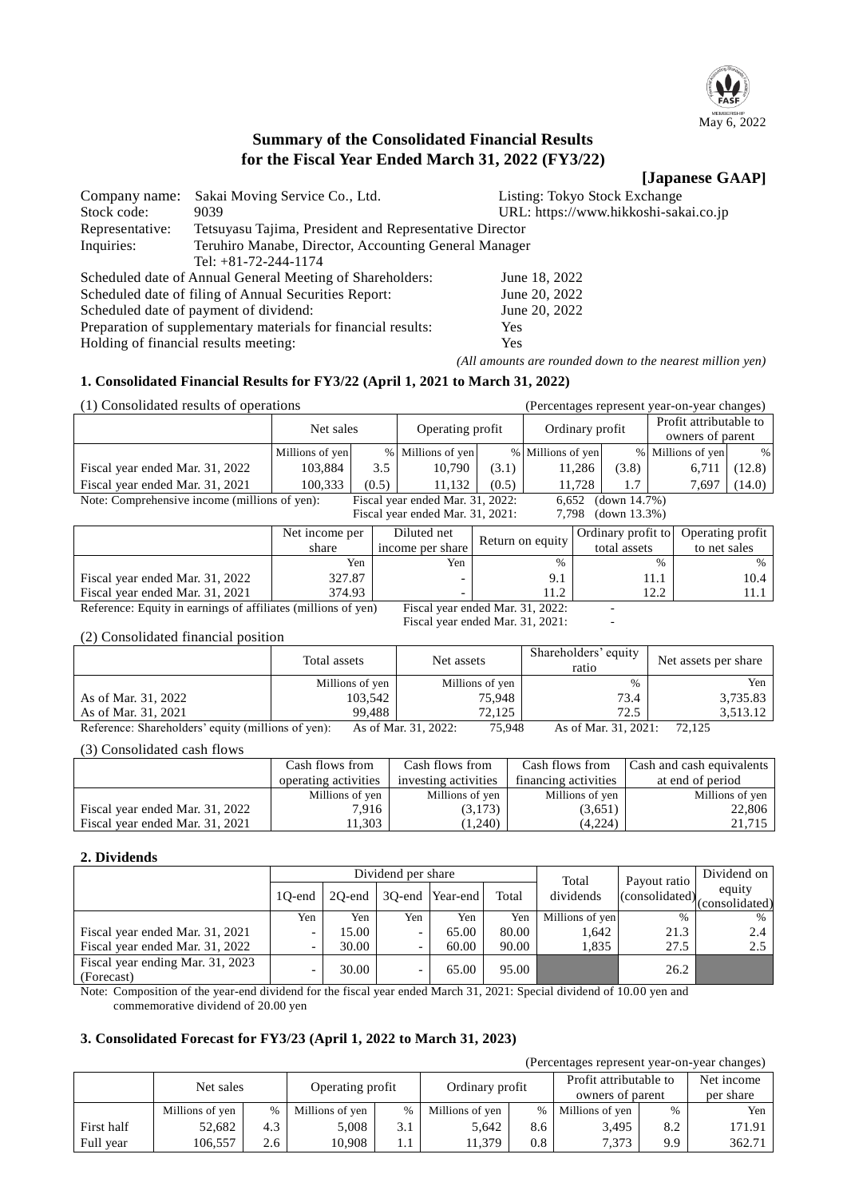May 6, 2022

# Summary of the Consolidated Financial Results for the Fiscal Year Ended March 31, 2022 (FY3/22)

**[Japanese GAAP]**

Company name: Sakai Moving Service Co., Ltd. Listing: Tokyo Stock Exchange
Stock code: 9039 URL: https://www.hikkoshi-sakai.co.jp
Representative: Tetsuyasu Tajima, President and Representative Director
Inquiries: Teruhiro Manabe, Director, Accounting General Manager
Tel: +81-72-244-1174

Scheduled date of Annual General Meeting of Shareholders: June 18, 2022
Scheduled date of filing of Annual Securities Report: June 20, 2022
Scheduled date of payment of dividend: June 20, 2022
Preparation of supplementary materials for financial results: Yes
Holding of financial results meeting: Yes

*(All amounts are rounded down to the nearest million yen)*

## 1. Consolidated Financial Results for FY3/22 (April 1, 2021 to March 31, 2022)

(1) Consolidated results of operations (Percentages represent year-on-year changes)

| | Net sales | | Operating profit | | Ordinary profit | | Profit attributable to owners of parent | |
|---|---|---|---|---|---|---|---|---|
| | Millions of yen | % | Millions of yen | % | Millions of yen | % | Millions of yen | % |
| Fiscal year ended Mar. 31, 2022 | 103,884 | 3.5 | 10,790 | (3.1) | 11,286 | (3.8) | 6,711 | (12.8) |
| Fiscal year ended Mar. 31, 2021 | 100,333 | (0.5) | 11,132 | (0.5) | 11,728 | 1.7 | 7,697 | (14.0) |

Note: Comprehensive income (millions of yen): Fiscal year ended Mar. 31, 2022: 6,652 (down 14.7%)
Fiscal year ended Mar. 31, 2021: 7,798 (down 13.3%)

| | Net income per share | Diluted net income per share | Return on equity | Ordinary profit to total assets | Operating profit to net sales |
|---|---|---|---|---|---|
| | Yen | Yen | % | % | % |
| Fiscal year ended Mar. 31, 2022 | 327.87 | - | 9.1 | 11.1 | 10.4 |
| Fiscal year ended Mar. 31, 2021 | 374.93 | - | 11.2 | 12.2 | 11.1 |

Reference: Equity in earnings of affiliates (millions of yen) Fiscal year ended Mar. 31, 2022: -
Fiscal year ended Mar. 31, 2021: -

(2) Consolidated financial position

| | Total assets | Net assets | Shareholders' equity ratio | Net assets per share |
|---|---|---|---|---|
| | Millions of yen | Millions of yen | % | Yen |
| As of Mar. 31, 2022 | 103,542 | 75,948 | 73.4 | 3,735.83 |
| As of Mar. 31, 2021 | 99,488 | 72,125 | 72.5 | 3,513.12 |

Reference: Shareholders' equity (millions of yen): As of Mar. 31, 2022: 75,948 As of Mar. 31, 2021: 72,125

(3) Consolidated cash flows

| | Cash flows from operating activities | Cash flows from investing activities | Cash flows from financing activities | Cash and cash equivalents at end of period |
|---|---|---|---|---|
| | Millions of yen | Millions of yen | Millions of yen | Millions of yen |
| Fiscal year ended Mar. 31, 2022 | 7,916 | (3,173) | (3,651) | 22,806 |
| Fiscal year ended Mar. 31, 2021 | 11,303 | (1,240) | (4,224) | 21,715 |

## 2. Dividends

| | Dividend per share | | | | | Total dividends | Payout ratio (consolidated) | Dividend on equity (consolidated) |
|---|---|---|---|---|---|---|---|---|
| | 1Q-end | 2Q-end | 3Q-end | Year-end | Total | | | |
| | Yen | Yen | Yen | Yen | Yen | Millions of yen | % | % |
| Fiscal year ended Mar. 31, 2021 | - | 15.00 | - | 65.00 | 80.00 | 1,642 | 21.3 | 2.4 |
| Fiscal year ended Mar. 31, 2022 | - | 30.00 | - | 60.00 | 90.00 | 1,835 | 27.5 | 2.5 |
| Fiscal year ending Mar. 31, 2023 (Forecast) | - | 30.00 | - | 65.00 | 95.00 | | 26.2 | |

Note: Composition of the year-end dividend for the fiscal year ended March 31, 2021: Special dividend of 10.00 yen and commemorative dividend of 20.00 yen

## 3. Consolidated Forecast for FY3/23 (April 1, 2022 to March 31, 2023)

(Percentages represent year-on-year changes)

| | Net sales | | Operating profit | | Ordinary profit | | Profit attributable to owners of parent | | Net income per share |
|---|---|---|---|---|---|---|---|---|---|
| | Millions of yen | % | Millions of yen | % | Millions of yen | % | Millions of yen | % | Yen |
| First half | 52,682 | 4.3 | 5,008 | 3.1 | 5,642 | 8.6 | 3,495 | 8.2 | 171.91 |
| Full year | 106,557 | 2.6 | 10,908 | 1.1 | 11,379 | 0.8 | 7,373 | 9.9 | 362.71 |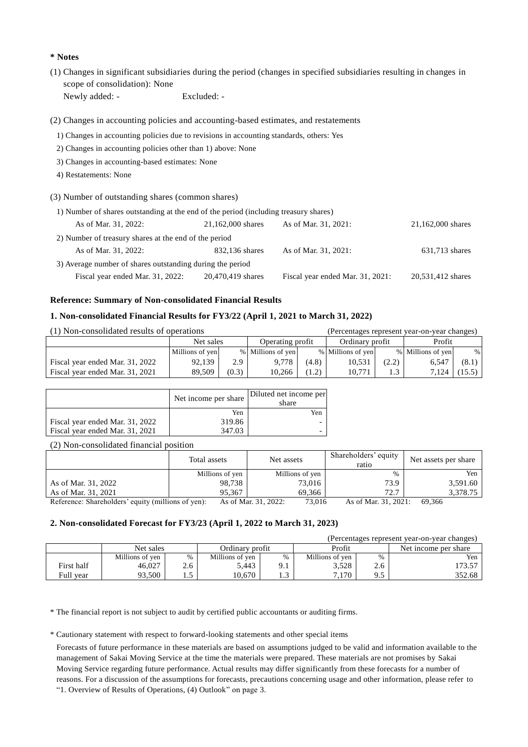**\* Notes**

(1) Changes in significant subsidiaries during the period (changes in specified subsidiaries resulting in changes in scope of consolidation): None

Newly added: - Excluded: -

(2) Changes in accounting policies and accounting-based estimates, and restatements

1) Changes in accounting policies due to revisions in accounting standards, others: Yes

2) Changes in accounting policies other than 1) above: None

3) Changes in accounting-based estimates: None

4) Restatements: None

(3) Number of outstanding shares (common shares)

1) Number of shares outstanding at the end of the period (including treasury shares)

| | | | |
|---|---|---|---|
| As of Mar. 31, 2022: | 21,162,000 shares | As of Mar. 31, 2021: | 21,162,000 shares |

2) Number of treasury shares at the end of the period

| | | | |
|---|---|---|---|
| As of Mar. 31, 2022: | 832,136 shares | As of Mar. 31, 2021: | 631,713 shares |

3) Average number of shares outstanding during the period

| | | | |
|---|---|---|---|
| Fiscal year ended Mar. 31, 2022: | 20,470,419 shares | Fiscal year ended Mar. 31, 2021: | 20,531,412 shares |

**Reference: Summary of Non-consolidated Financial Results**

**1. Non-consolidated Financial Results for FY3/22 (April 1, 2021 to March 31, 2022)**

(1) Non-consolidated results of operations (Percentages represent year-on-year changes)

| | Net sales | | Operating profit | | Ordinary profit | | Profit | |
|---|---|---|---|---|---|---|---|---|
| | Millions of yen | % | Millions of yen | % | Millions of yen | % | Millions of yen | % |
| Fiscal year ended Mar. 31, 2022 | 92,139 | 2.9 | 9,778 | (4.8) | 10,531 | (2.2) | 6,547 | (8.1) |
| Fiscal year ended Mar. 31, 2021 | 89,509 | (0.3) | 10,266 | (1.2) | 10,771 | 1.3 | 7,124 | (15.5) |

| | Net income per share | Diluted net income per share |
|---|---|---|
| | Yen | Yen |
| Fiscal year ended Mar. 31, 2022 | 319.86 | - |
| Fiscal year ended Mar. 31, 2021 | 347.03 | - |

(2) Non-consolidated financial position

| | Total assets | Net assets | Shareholders' equity ratio | Net assets per share |
|---|---|---|---|---|
| | Millions of yen | Millions of yen | % | Yen |
| As of Mar. 31, 2022 | 98,738 | 73,016 | 73.9 | 3,591.60 |
| As of Mar. 31, 2021 | 95,367 | 69,366 | 72.7 | 3,378.75 |

Reference: Shareholders' equity (millions of yen): As of Mar. 31, 2022: 73,016 As of Mar. 31, 2021: 69,366

**2. Non-consolidated Forecast for FY3/23 (April 1, 2022 to March 31, 2023)**

(Percentages represent year-on-year changes)

| | Net sales | | Ordinary profit | | Profit | | Net income per share |
|---|---|---|---|---|---|---|---|
| | Millions of yen | % | Millions of yen | % | Millions of yen | % | Yen |
| First half | 46,027 | 2.6 | 5,443 | 9.1 | 3,528 | 2.6 | 173.57 |
| Full year | 93,500 | 1.5 | 10,670 | 1.3 | 7,170 | 9.5 | 352.68 |

\* The financial report is not subject to audit by certified public accountants or auditing firms.

\* Cautionary statement with respect to forward-looking statements and other special items

Forecasts of future performance in these materials are based on assumptions judged to be valid and information available to the management of Sakai Moving Service at the time the materials were prepared. These materials are not promises by Sakai Moving Service regarding future performance. Actual results may differ significantly from these forecasts for a number of reasons. For a discussion of the assumptions for forecasts, precautions concerning usage and other information, please refer to "1. Overview of Results of Operations, (4) Outlook" on page 3.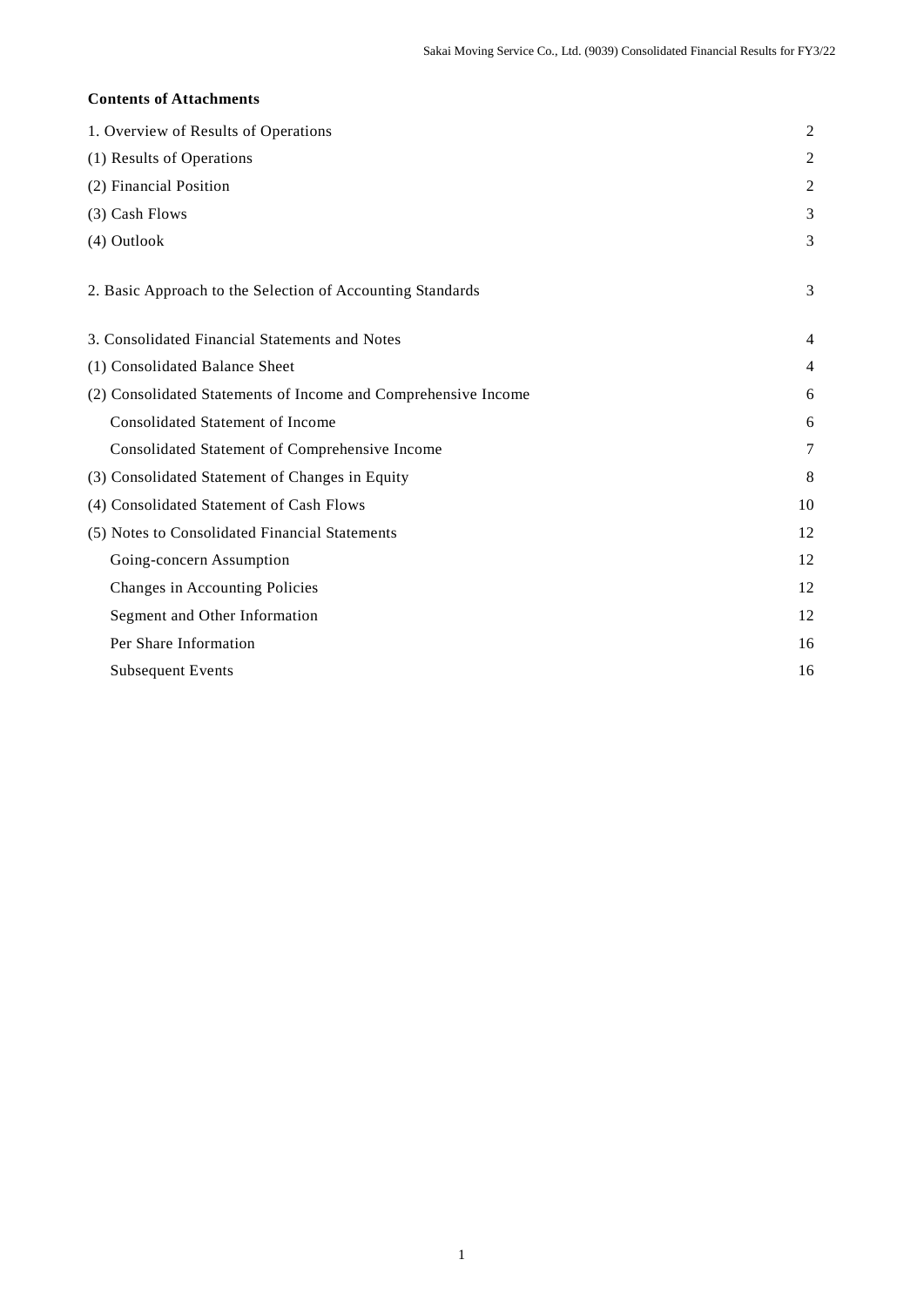**Contents of Attachments**

| | |
|---|---|
| 1. Overview of Results of Operations | 2 |
| (1) Results of Operations | 2 |
| (2) Financial Position | 2 |
| (3) Cash Flows | 3 |
| (4) Outlook | 3 |
| 2. Basic Approach to the Selection of Accounting Standards | 3 |
| 3. Consolidated Financial Statements and Notes | 4 |
| (1) Consolidated Balance Sheet | 4 |
| (2) Consolidated Statements of Income and Comprehensive Income | 6 |
| Consolidated Statement of Income | 6 |
| Consolidated Statement of Comprehensive Income | 7 |
| (3) Consolidated Statement of Changes in Equity | 8 |
| (4) Consolidated Statement of Cash Flows | 10 |
| (5) Notes to Consolidated Financial Statements | 12 |
| Going-concern Assumption | 12 |
| Changes in Accounting Policies | 12 |
| Segment and Other Information | 12 |
| Per Share Information | 16 |
| Subsequent Events | 16 |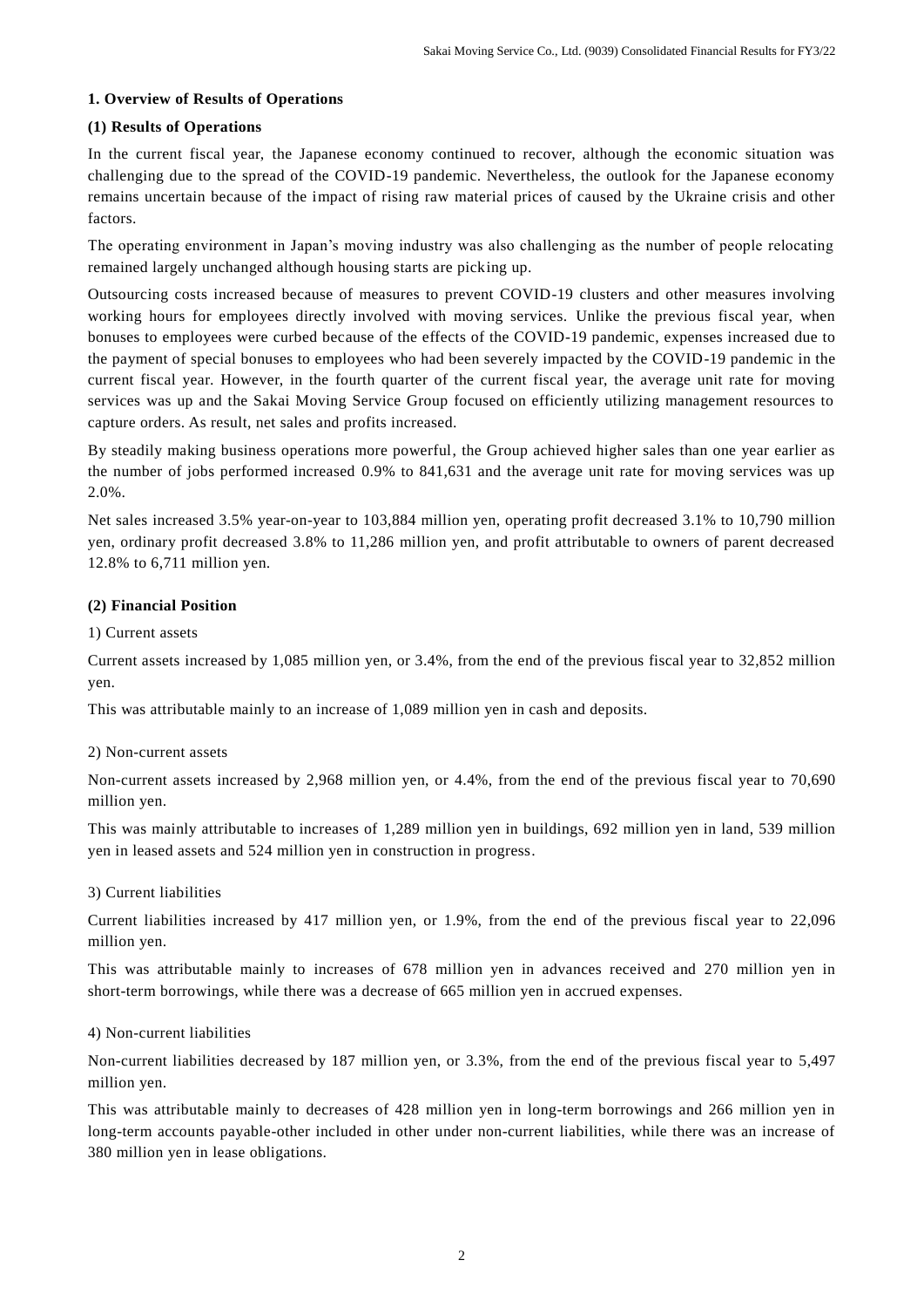## 1. Overview of Results of Operations

### (1) Results of Operations

In the current fiscal year, the Japanese economy continued to recover, although the economic situation was challenging due to the spread of the COVID-19 pandemic. Nevertheless, the outlook for the Japanese economy remains uncertain because of the impact of rising raw material prices of caused by the Ukraine crisis and other factors.

The operating environment in Japan's moving industry was also challenging as the number of people relocating remained largely unchanged although housing starts are picking up.

Outsourcing costs increased because of measures to prevent COVID-19 clusters and other measures involving working hours for employees directly involved with moving services. Unlike the previous fiscal year, when bonuses to employees were curbed because of the effects of the COVID-19 pandemic, expenses increased due to the payment of special bonuses to employees who had been severely impacted by the COVID-19 pandemic in the current fiscal year. However, in the fourth quarter of the current fiscal year, the average unit rate for moving services was up and the Sakai Moving Service Group focused on efficiently utilizing management resources to capture orders. As result, net sales and profits increased.

By steadily making business operations more powerful, the Group achieved higher sales than one year earlier as the number of jobs performed increased 0.9% to 841,631 and the average unit rate for moving services was up 2.0%.

Net sales increased 3.5% year-on-year to 103,884 million yen, operating profit decreased 3.1% to 10,790 million yen, ordinary profit decreased 3.8% to 11,286 million yen, and profit attributable to owners of parent decreased 12.8% to 6,711 million yen.

### (2) Financial Position

1) Current assets

Current assets increased by 1,085 million yen, or 3.4%, from the end of the previous fiscal year to 32,852 million yen.

This was attributable mainly to an increase of 1,089 million yen in cash and deposits.

2) Non-current assets

Non-current assets increased by 2,968 million yen, or 4.4%, from the end of the previous fiscal year to 70,690 million yen.

This was mainly attributable to increases of 1,289 million yen in buildings, 692 million yen in land, 539 million yen in leased assets and 524 million yen in construction in progress.

3) Current liabilities

Current liabilities increased by 417 million yen, or 1.9%, from the end of the previous fiscal year to 22,096 million yen.

This was attributable mainly to increases of 678 million yen in advances received and 270 million yen in short-term borrowings, while there was a decrease of 665 million yen in accrued expenses.

4) Non-current liabilities

Non-current liabilities decreased by 187 million yen, or 3.3%, from the end of the previous fiscal year to 5,497 million yen.

This was attributable mainly to decreases of 428 million yen in long-term borrowings and 266 million yen in long-term accounts payable-other included in other under non-current liabilities, while there was an increase of 380 million yen in lease obligations.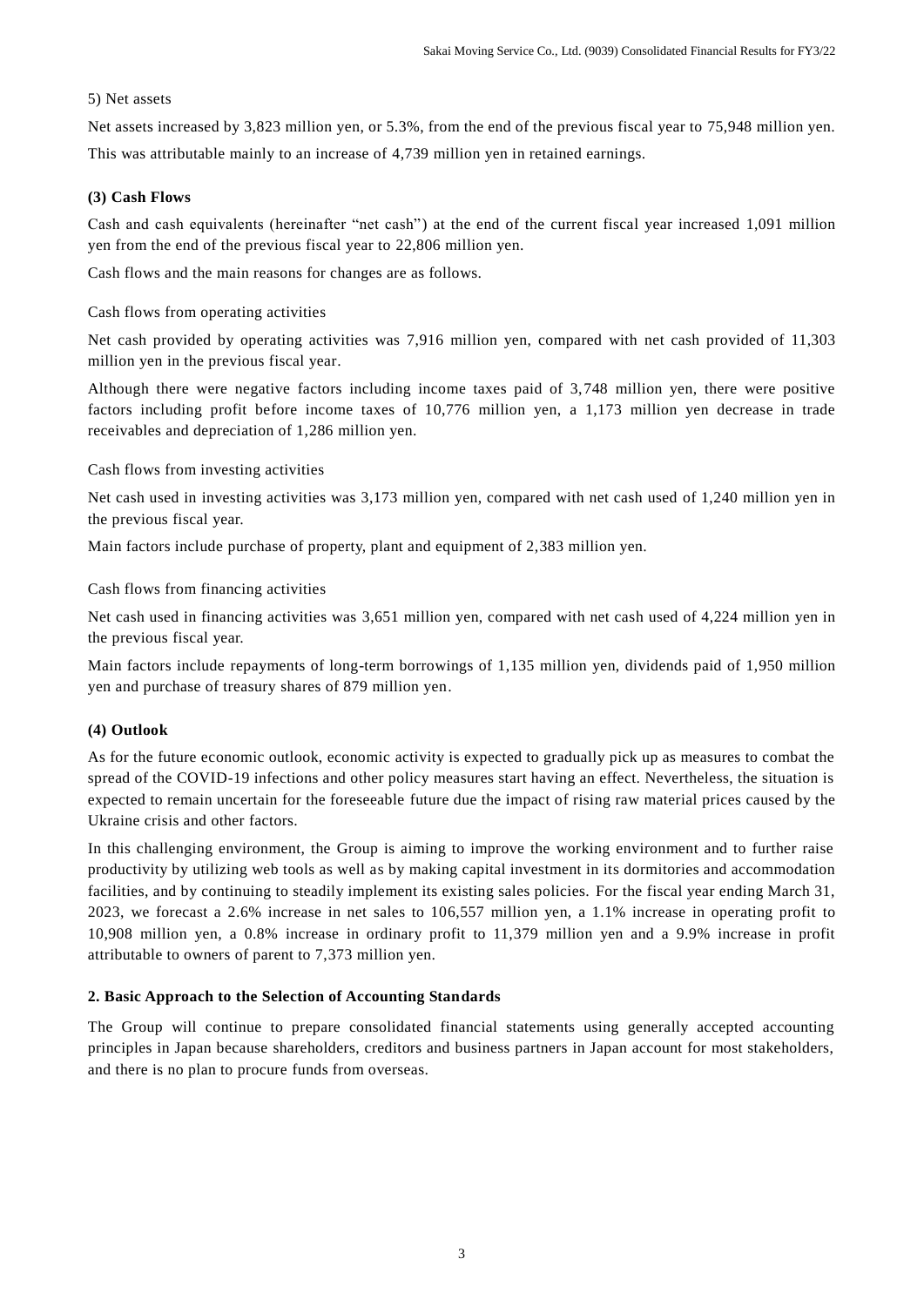5) Net assets

Net assets increased by 3,823 million yen, or 5.3%, from the end of the previous fiscal year to 75,948 million yen. This was attributable mainly to an increase of 4,739 million yen in retained earnings.

### (3) Cash Flows

Cash and cash equivalents (hereinafter "net cash") at the end of the current fiscal year increased 1,091 million yen from the end of the previous fiscal year to 22,806 million yen.

Cash flows and the main reasons for changes are as follows.

Cash flows from operating activities

Net cash provided by operating activities was 7,916 million yen, compared with net cash provided of 11,303 million yen in the previous fiscal year.

Although there were negative factors including income taxes paid of 3,748 million yen, there were positive factors including profit before income taxes of 10,776 million yen, a 1,173 million yen decrease in trade receivables and depreciation of 1,286 million yen.

Cash flows from investing activities

Net cash used in investing activities was 3,173 million yen, compared with net cash used of 1,240 million yen in the previous fiscal year.

Main factors include purchase of property, plant and equipment of 2,383 million yen.

Cash flows from financing activities

Net cash used in financing activities was 3,651 million yen, compared with net cash used of 4,224 million yen in the previous fiscal year.

Main factors include repayments of long-term borrowings of 1,135 million yen, dividends paid of 1,950 million yen and purchase of treasury shares of 879 million yen.

### (4) Outlook

As for the future economic outlook, economic activity is expected to gradually pick up as measures to combat the spread of the COVID-19 infections and other policy measures start having an effect. Nevertheless, the situation is expected to remain uncertain for the foreseeable future due the impact of rising raw material prices caused by the Ukraine crisis and other factors.

In this challenging environment, the Group is aiming to improve the working environment and to further raise productivity by utilizing web tools as well as by making capital investment in its dormitories and accommodation facilities, and by continuing to steadily implement its existing sales policies. For the fiscal year ending March 31, 2023, we forecast a 2.6% increase in net sales to 106,557 million yen, a 1.1% increase in operating profit to 10,908 million yen, a 0.8% increase in ordinary profit to 11,379 million yen and a 9.9% increase in profit attributable to owners of parent to 7,373 million yen.

## 2. Basic Approach to the Selection of Accounting Standards

The Group will continue to prepare consolidated financial statements using generally accepted accounting principles in Japan because shareholders, creditors and business partners in Japan account for most stakeholders, and there is no plan to procure funds from overseas.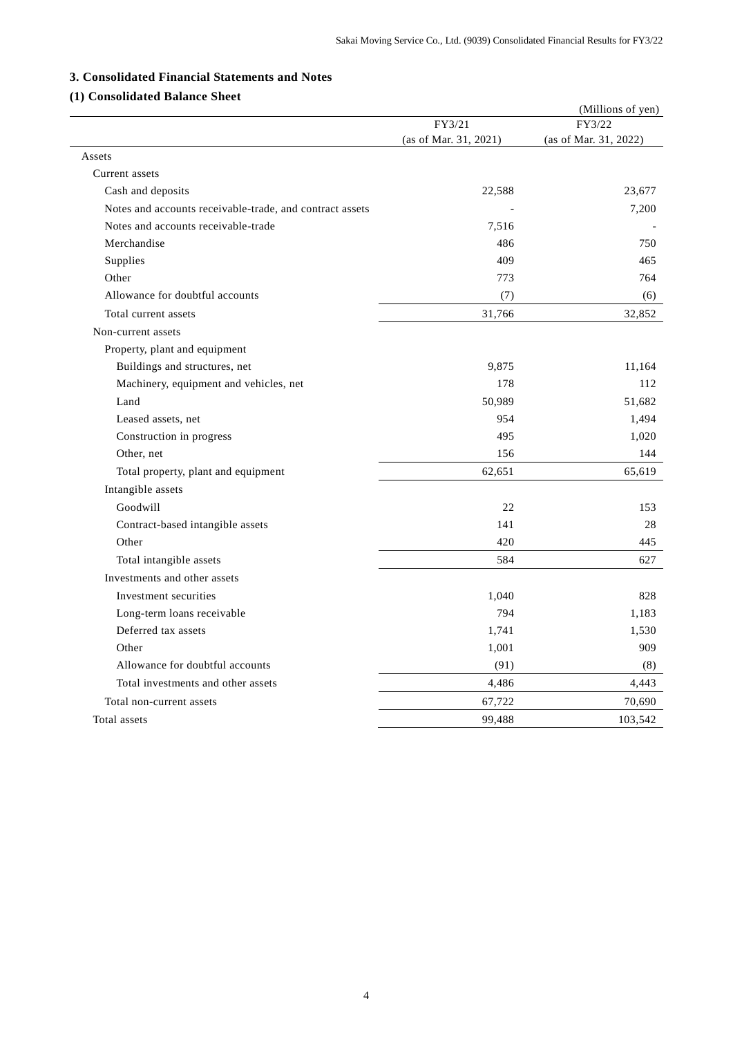## 3. Consolidated Financial Statements and Notes

### (1) Consolidated Balance Sheet

(Millions of yen)

| | FY3/21 (as of Mar. 31, 2021) | FY3/22 (as of Mar. 31, 2022) |
|---|---|---|
| Assets | | |
| Current assets | | |
| Cash and deposits | 22,588 | 23,677 |
| Notes and accounts receivable-trade, and contract assets | - | 7,200 |
| Notes and accounts receivable-trade | 7,516 | - |
| Merchandise | 486 | 750 |
| Supplies | 409 | 465 |
| Other | 773 | 764 |
| Allowance for doubtful accounts | (7) | (6) |
| Total current assets | 31,766 | 32,852 |
| Non-current assets | | |
| Property, plant and equipment | | |
| Buildings and structures, net | 9,875 | 11,164 |
| Machinery, equipment and vehicles, net | 178 | 112 |
| Land | 50,989 | 51,682 |
| Leased assets, net | 954 | 1,494 |
| Construction in progress | 495 | 1,020 |
| Other, net | 156 | 144 |
| Total property, plant and equipment | 62,651 | 65,619 |
| Intangible assets | | |
| Goodwill | 22 | 153 |
| Contract-based intangible assets | 141 | 28 |
| Other | 420 | 445 |
| Total intangible assets | 584 | 627 |
| Investments and other assets | | |
| Investment securities | 1,040 | 828 |
| Long-term loans receivable | 794 | 1,183 |
| Deferred tax assets | 1,741 | 1,530 |
| Other | 1,001 | 909 |
| Allowance for doubtful accounts | (91) | (8) |
| Total investments and other assets | 4,486 | 4,443 |
| Total non-current assets | 67,722 | 70,690 |
| Total assets | 99,488 | 103,542 |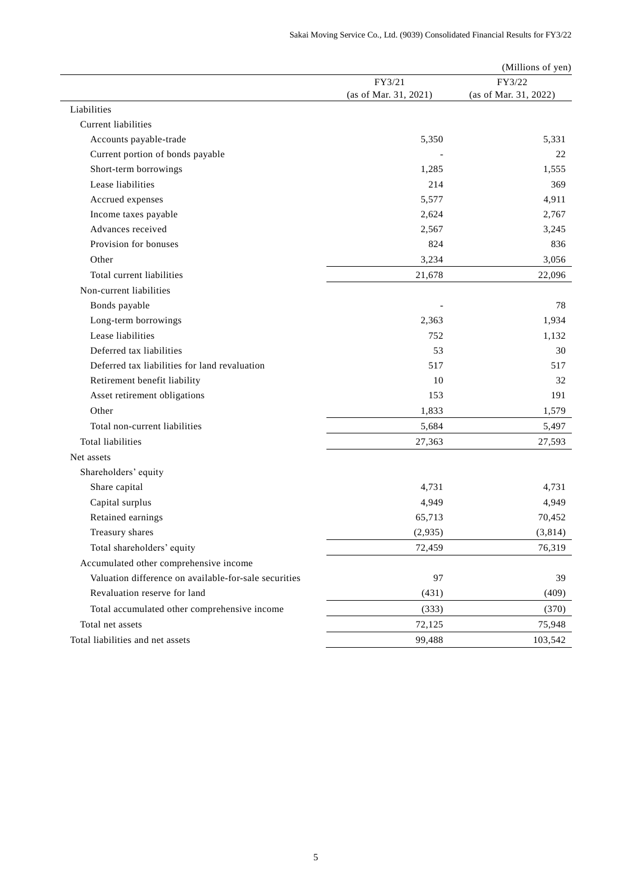(Millions of yen)

| | FY3/21 (as of Mar. 31, 2021) | FY3/22 (as of Mar. 31, 2022) |
|---|---|---|
| Liabilities | | |
| Current liabilities | | |
| Accounts payable-trade | 5,350 | 5,331 |
| Current portion of bonds payable | - | 22 |
| Short-term borrowings | 1,285 | 1,555 |
| Lease liabilities | 214 | 369 |
| Accrued expenses | 5,577 | 4,911 |
| Income taxes payable | 2,624 | 2,767 |
| Advances received | 2,567 | 3,245 |
| Provision for bonuses | 824 | 836 |
| Other | 3,234 | 3,056 |
| Total current liabilities | 21,678 | 22,096 |
| Non-current liabilities | | |
| Bonds payable | - | 78 |
| Long-term borrowings | 2,363 | 1,934 |
| Lease liabilities | 752 | 1,132 |
| Deferred tax liabilities | 53 | 30 |
| Deferred tax liabilities for land revaluation | 517 | 517 |
| Retirement benefit liability | 10 | 32 |
| Asset retirement obligations | 153 | 191 |
| Other | 1,833 | 1,579 |
| Total non-current liabilities | 5,684 | 5,497 |
| Total liabilities | 27,363 | 27,593 |
| Net assets | | |
| Shareholders' equity | | |
| Share capital | 4,731 | 4,731 |
| Capital surplus | 4,949 | 4,949 |
| Retained earnings | 65,713 | 70,452 |
| Treasury shares | (2,935) | (3,814) |
| Total shareholders' equity | 72,459 | 76,319 |
| Accumulated other comprehensive income | | |
| Valuation difference on available-for-sale securities | 97 | 39 |
| Revaluation reserve for land | (431) | (409) |
| Total accumulated other comprehensive income | (333) | (370) |
| Total net assets | 72,125 | 75,948 |
| Total liabilities and net assets | 99,488 | 103,542 |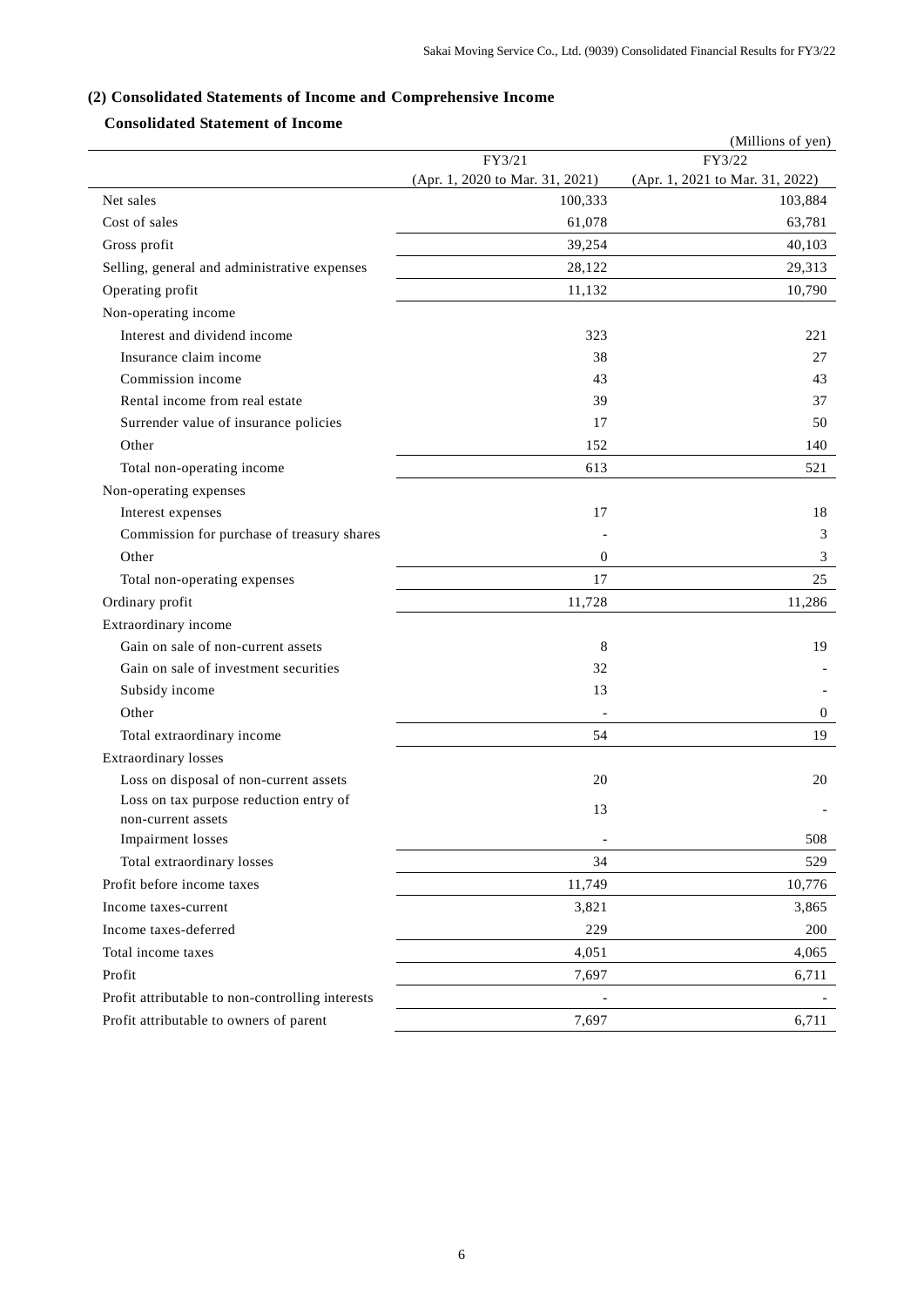### (2) Consolidated Statements of Income and Comprehensive Income

#### Consolidated Statement of Income

(Millions of yen)

| | FY3/21 (Apr. 1, 2020 to Mar. 31, 2021) | FY3/22 (Apr. 1, 2021 to Mar. 31, 2022) |
|---|---|---|
| Net sales | 100,333 | 103,884 |
| Cost of sales | 61,078 | 63,781 |
| Gross profit | 39,254 | 40,103 |
| Selling, general and administrative expenses | 28,122 | 29,313 |
| Operating profit | 11,132 | 10,790 |
| Non-operating income | | |
| Interest and dividend income | 323 | 221 |
| Insurance claim income | 38 | 27 |
| Commission income | 43 | 43 |
| Rental income from real estate | 39 | 37 |
| Surrender value of insurance policies | 17 | 50 |
| Other | 152 | 140 |
| Total non-operating income | 613 | 521 |
| Non-operating expenses | | |
| Interest expenses | 17 | 18 |
| Commission for purchase of treasury shares | - | 3 |
| Other | 0 | 3 |
| Total non-operating expenses | 17 | 25 |
| Ordinary profit | 11,728 | 11,286 |
| Extraordinary income | | |
| Gain on sale of non-current assets | 8 | 19 |
| Gain on sale of investment securities | 32 | - |
| Subsidy income | 13 | - |
| Other | - | 0 |
| Total extraordinary income | 54 | 19 |
| Extraordinary losses | | |
| Loss on disposal of non-current assets | 20 | 20 |
| Loss on tax purpose reduction entry of non-current assets | 13 | - |
| Impairment losses | - | 508 |
| Total extraordinary losses | 34 | 529 |
| Profit before income taxes | 11,749 | 10,776 |
| Income taxes-current | 3,821 | 3,865 |
| Income taxes-deferred | 229 | 200 |
| Total income taxes | 4,051 | 4,065 |
| Profit | 7,697 | 6,711 |
| Profit attributable to non-controlling interests | - | - |
| Profit attributable to owners of parent | 7,697 | 6,711 |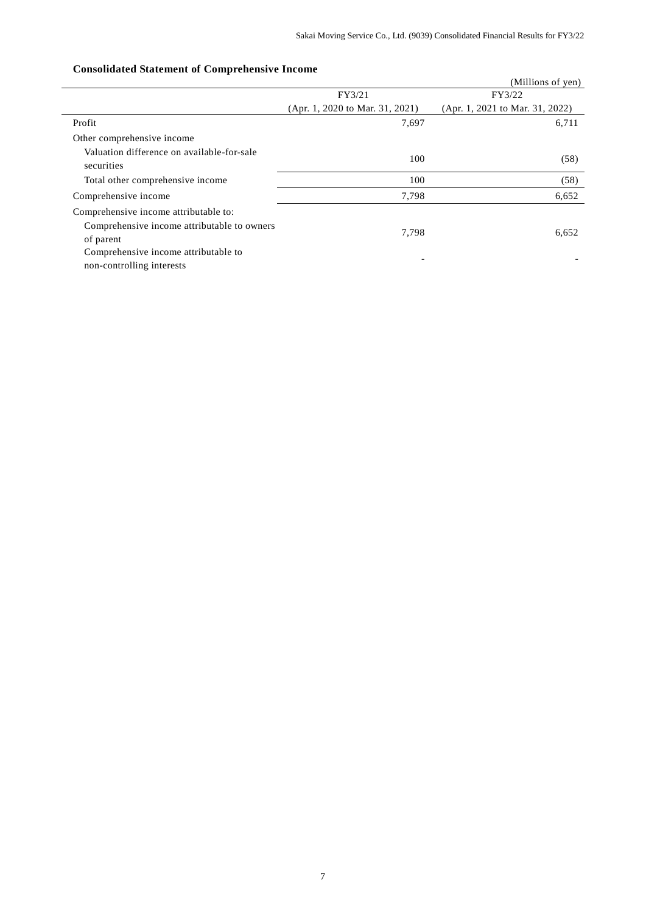### Consolidated Statement of Comprehensive Income

(Millions of yen)

| | FY3/21 (Apr. 1, 2020 to Mar. 31, 2021) | FY3/22 (Apr. 1, 2021 to Mar. 31, 2022) |
|---|---|---|
| Profit | 7,697 | 6,711 |
| Other comprehensive income | | |
| Valuation difference on available-for-sale securities | 100 | (58) |
| Total other comprehensive income | 100 | (58) |
| Comprehensive income | 7,798 | 6,652 |
| Comprehensive income attributable to: | | |
| Comprehensive income attributable to owners of parent | 7,798 | 6,652 |
| Comprehensive income attributable to non-controlling interests | - | - |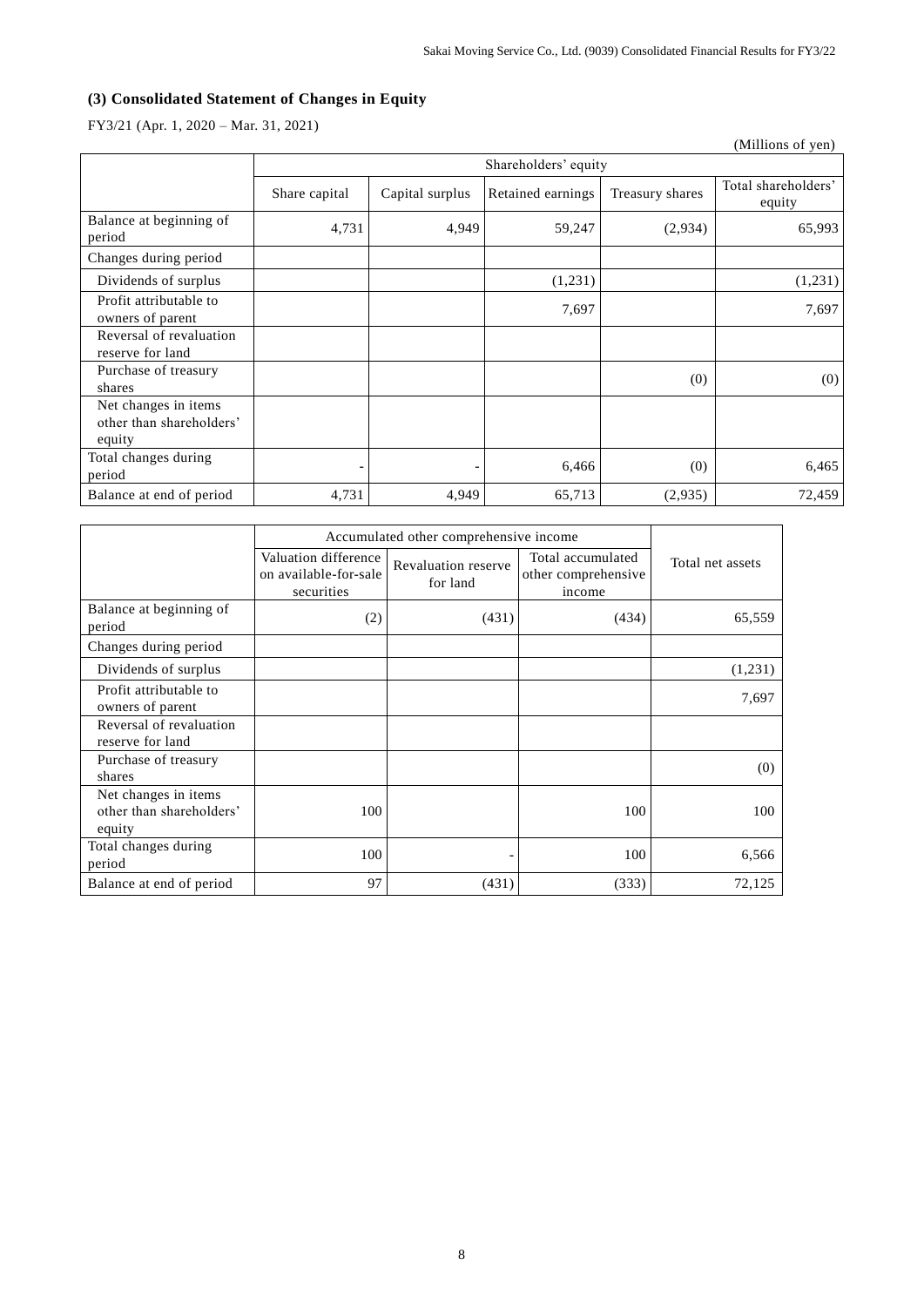### (3) Consolidated Statement of Changes in Equity

FY3/21 (Apr. 1, 2020 – Mar. 31, 2021)

(Millions of yen)

| | Shareholders' equity | | | | |
|---|---|---|---|---|---|
| | Share capital | Capital surplus | Retained earnings | Treasury shares | Total shareholders' equity |
| Balance at beginning of period | 4,731 | 4,949 | 59,247 | (2,934) | 65,993 |
| Changes during period | | | | | |
| Dividends of surplus | | | (1,231) | | (1,231) |
| Profit attributable to owners of parent | | | 7,697 | | 7,697 |
| Reversal of revaluation reserve for land | | | | | |
| Purchase of treasury shares | | | | (0) | (0) |
| Net changes in items other than shareholders' equity | | | | | |
| Total changes during period | - | - | 6,466 | (0) | 6,465 |
| Balance at end of period | 4,731 | 4,949 | 65,713 | (2,935) | 72,459 |

| | Accumulated other comprehensive income | | | Total net assets |
|---|---|---|---|---|
| | Valuation difference on available-for-sale securities | Revaluation reserve for land | Total accumulated other comprehensive income | |
| Balance at beginning of period | (2) | (431) | (434) | 65,559 |
| Changes during period | | | | |
| Dividends of surplus | | | | (1,231) |
| Profit attributable to owners of parent | | | | 7,697 |
| Reversal of revaluation reserve for land | | | | |
| Purchase of treasury shares | | | | (0) |
| Net changes in items other than shareholders' equity | 100 | | 100 | 100 |
| Total changes during period | 100 | - | 100 | 6,566 |
| Balance at end of period | 97 | (431) | (333) | 72,125 |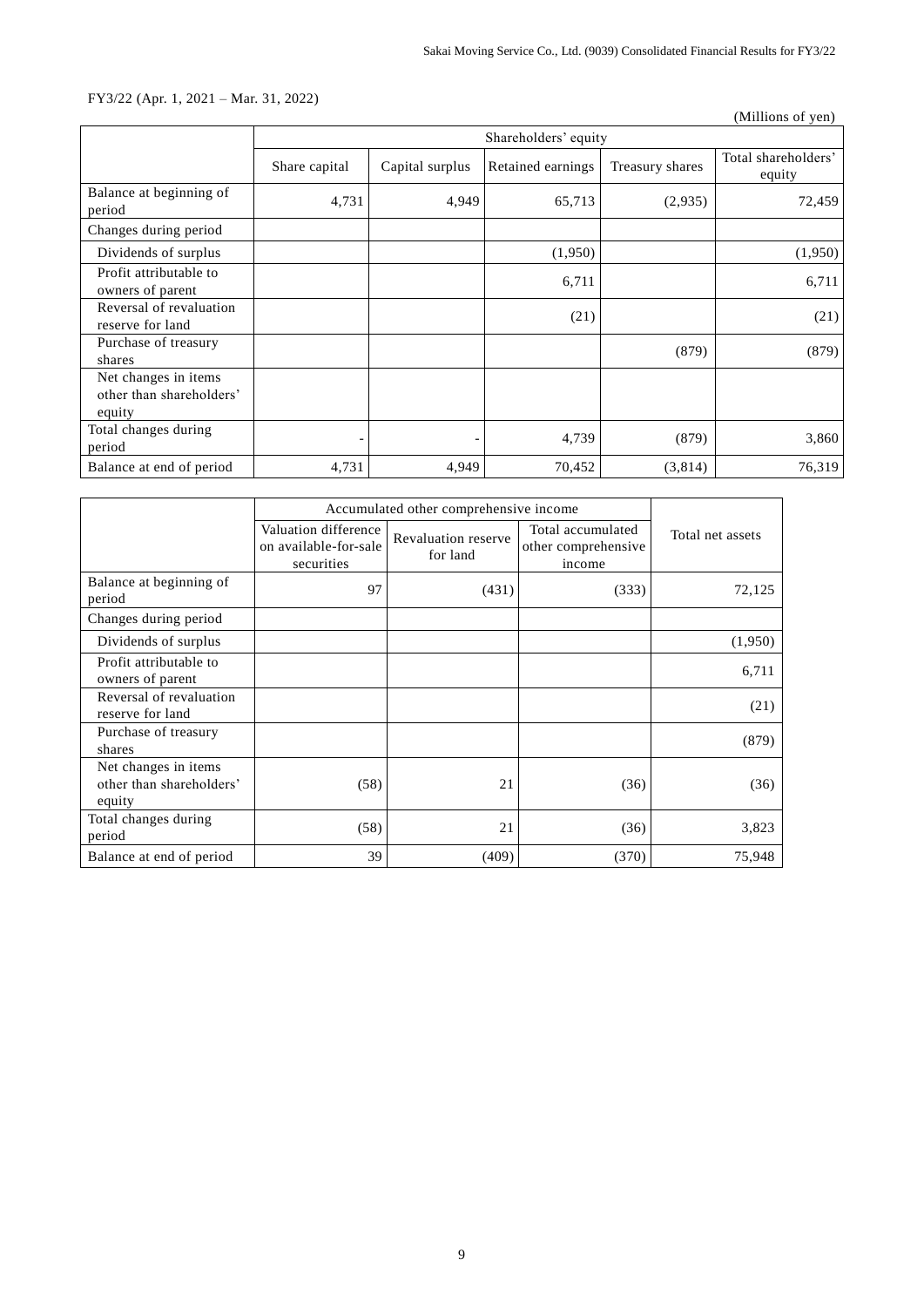FY3/22 (Apr. 1, 2021 – Mar. 31, 2022)

(Millions of yen)

| | Shareholders' equity | | | | |
|---|---|---|---|---|---|
| | Share capital | Capital surplus | Retained earnings | Treasury shares | Total shareholders' equity |
| Balance at beginning of period | 4,731 | 4,949 | 65,713 | (2,935) | 72,459 |
| Changes during period | | | | | |
| Dividends of surplus | | | (1,950) | | (1,950) |
| Profit attributable to owners of parent | | | 6,711 | | 6,711 |
| Reversal of revaluation reserve for land | | | (21) | | (21) |
| Purchase of treasury shares | | | | (879) | (879) |
| Net changes in items other than shareholders' equity | | | | | |
| Total changes during period | - | - | 4,739 | (879) | 3,860 |
| Balance at end of period | 4,731 | 4,949 | 70,452 | (3,814) | 76,319 |

| | Accumulated other comprehensive income | | | Total net assets |
|---|---|---|---|---|
| | Valuation difference on available-for-sale securities | Revaluation reserve for land | Total accumulated other comprehensive income | |
| Balance at beginning of period | 97 | (431) | (333) | 72,125 |
| Changes during period | | | | |
| Dividends of surplus | | | | (1,950) |
| Profit attributable to owners of parent | | | | 6,711 |
| Reversal of revaluation reserve for land | | | | (21) |
| Purchase of treasury shares | | | | (879) |
| Net changes in items other than shareholders' equity | (58) | 21 | (36) | (36) |
| Total changes during period | (58) | 21 | (36) | 3,823 |
| Balance at end of period | 39 | (409) | (370) | 75,948 |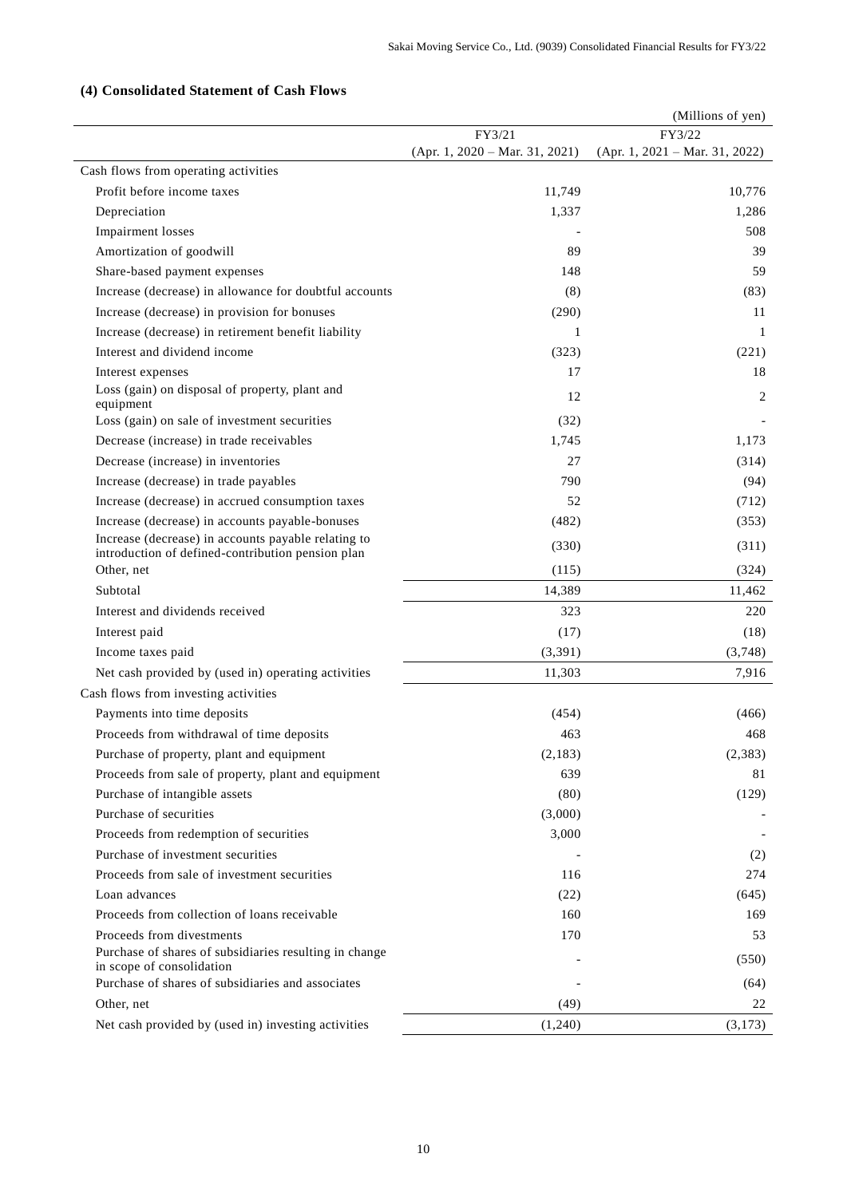### (4) Consolidated Statement of Cash Flows

(Millions of yen)

| | FY3/21 (Apr. 1, 2020 – Mar. 31, 2021) | FY3/22 (Apr. 1, 2021 – Mar. 31, 2022) |
|---|---|---|
| Cash flows from operating activities | | |
| Profit before income taxes | 11,749 | 10,776 |
| Depreciation | 1,337 | 1,286 |
| Impairment losses | - | 508 |
| Amortization of goodwill | 89 | 39 |
| Share-based payment expenses | 148 | 59 |
| Increase (decrease) in allowance for doubtful accounts | (8) | (83) |
| Increase (decrease) in provision for bonuses | (290) | 11 |
| Increase (decrease) in retirement benefit liability | 1 | 1 |
| Interest and dividend income | (323) | (221) |
| Interest expenses | 17 | 18 |
| Loss (gain) on disposal of property, plant and equipment | 12 | 2 |
| Loss (gain) on sale of investment securities | (32) | - |
| Decrease (increase) in trade receivables | 1,745 | 1,173 |
| Decrease (increase) in inventories | 27 | (314) |
| Increase (decrease) in trade payables | 790 | (94) |
| Increase (decrease) in accrued consumption taxes | 52 | (712) |
| Increase (decrease) in accounts payable-bonuses | (482) | (353) |
| Increase (decrease) in accounts payable relating to introduction of defined-contribution pension plan | (330) | (311) |
| Other, net | (115) | (324) |
| Subtotal | 14,389 | 11,462 |
| Interest and dividends received | 323 | 220 |
| Interest paid | (17) | (18) |
| Income taxes paid | (3,391) | (3,748) |
| Net cash provided by (used in) operating activities | 11,303 | 7,916 |
| Cash flows from investing activities | | |
| Payments into time deposits | (454) | (466) |
| Proceeds from withdrawal of time deposits | 463 | 468 |
| Purchase of property, plant and equipment | (2,183) | (2,383) |
| Proceeds from sale of property, plant and equipment | 639 | 81 |
| Purchase of intangible assets | (80) | (129) |
| Purchase of securities | (3,000) | - |
| Proceeds from redemption of securities | 3,000 | - |
| Purchase of investment securities | - | (2) |
| Proceeds from sale of investment securities | 116 | 274 |
| Loan advances | (22) | (645) |
| Proceeds from collection of loans receivable | 160 | 169 |
| Proceeds from divestments | 170 | 53 |
| Purchase of shares of subsidiaries resulting in change in scope of consolidation | - | (550) |
| Purchase of shares of subsidiaries and associates | - | (64) |
| Other, net | (49) | 22 |
| Net cash provided by (used in) investing activities | (1,240) | (3,173) |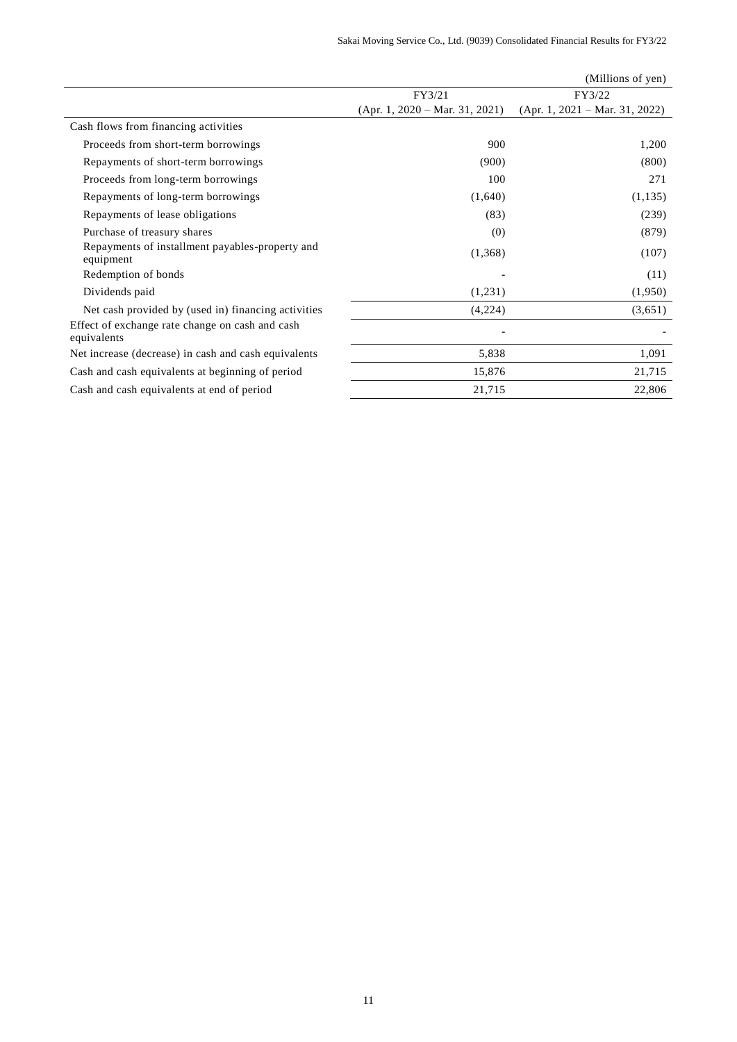(Millions of yen)

| | FY3/21 (Apr. 1, 2020 – Mar. 31, 2021) | FY3/22 (Apr. 1, 2021 – Mar. 31, 2022) |
|---|---|---|
| Cash flows from financing activities | | |
| Proceeds from short-term borrowings | 900 | 1,200 |
| Repayments of short-term borrowings | (900) | (800) |
| Proceeds from long-term borrowings | 100 | 271 |
| Repayments of long-term borrowings | (1,640) | (1,135) |
| Repayments of lease obligations | (83) | (239) |
| Purchase of treasury shares | (0) | (879) |
| Repayments of installment payables-property and equipment | (1,368) | (107) |
| Redemption of bonds | - | (11) |
| Dividends paid | (1,231) | (1,950) |
| Net cash provided by (used in) financing activities | (4,224) | (3,651) |
| Effect of exchange rate change on cash and cash equivalents | - | - |
| Net increase (decrease) in cash and cash equivalents | 5,838 | 1,091 |
| Cash and cash equivalents at beginning of period | 15,876 | 21,715 |
| Cash and cash equivalents at end of period | 21,715 | 22,806 |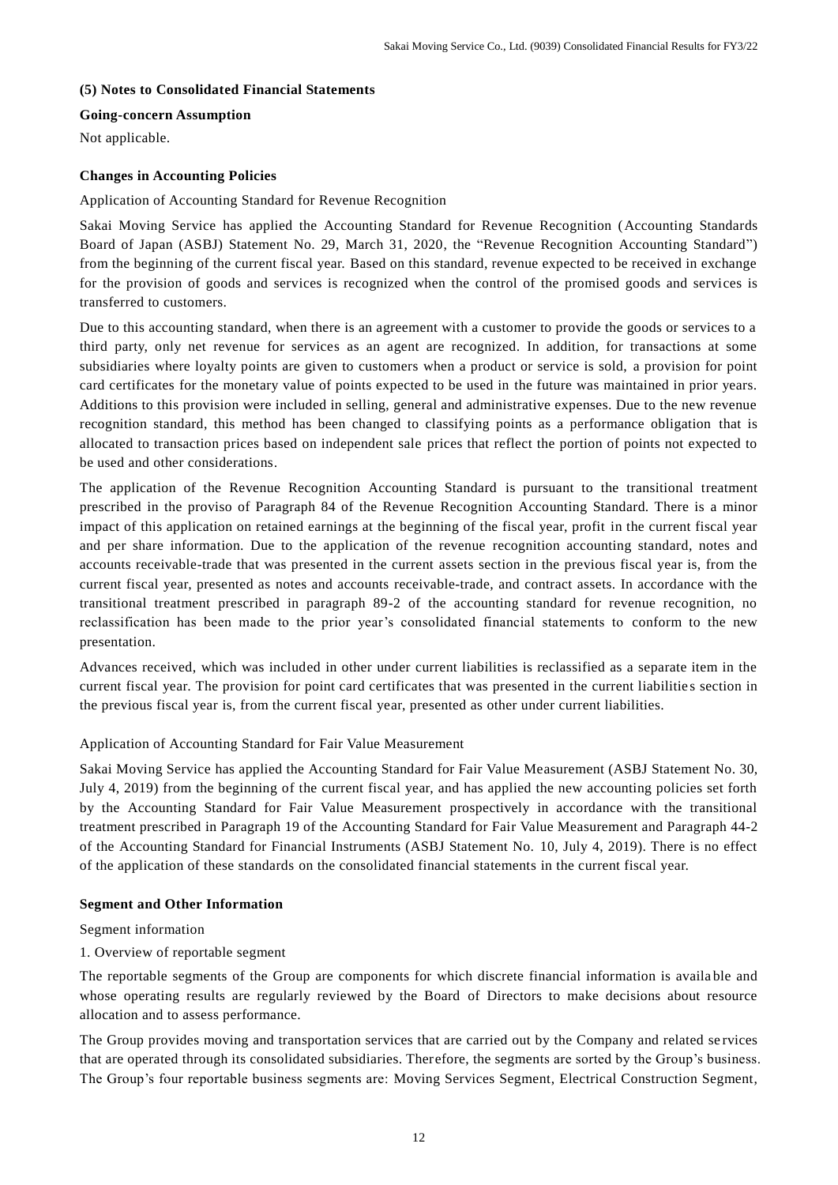### (5) Notes to Consolidated Financial Statements

**Going-concern Assumption**

Not applicable.

**Changes in Accounting Policies**

Application of Accounting Standard for Revenue Recognition

Sakai Moving Service has applied the Accounting Standard for Revenue Recognition (Accounting Standards Board of Japan (ASBJ) Statement No. 29, March 31, 2020, the "Revenue Recognition Accounting Standard") from the beginning of the current fiscal year. Based on this standard, revenue expected to be received in exchange for the provision of goods and services is recognized when the control of the promised goods and services is transferred to customers.

Due to this accounting standard, when there is an agreement with a customer to provide the goods or services to a third party, only net revenue for services as an agent are recognized. In addition, for transactions at some subsidiaries where loyalty points are given to customers when a product or service is sold, a provision for point card certificates for the monetary value of points expected to be used in the future was maintained in prior years. Additions to this provision were included in selling, general and administrative expenses. Due to the new revenue recognition standard, this method has been changed to classifying points as a performance obligation that is allocated to transaction prices based on independent sale prices that reflect the portion of points not expected to be used and other considerations.

The application of the Revenue Recognition Accounting Standard is pursuant to the transitional treatment prescribed in the proviso of Paragraph 84 of the Revenue Recognition Accounting Standard. There is a minor impact of this application on retained earnings at the beginning of the fiscal year, profit in the current fiscal year and per share information. Due to the application of the revenue recognition accounting standard, notes and accounts receivable-trade that was presented in the current assets section in the previous fiscal year is, from the current fiscal year, presented as notes and accounts receivable-trade, and contract assets. In accordance with the transitional treatment prescribed in paragraph 89-2 of the accounting standard for revenue recognition, no reclassification has been made to the prior year's consolidated financial statements to conform to the new presentation.

Advances received, which was included in other under current liabilities is reclassified as a separate item in the current fiscal year. The provision for point card certificates that was presented in the current liabilities section in the previous fiscal year is, from the current fiscal year, presented as other under current liabilities.

Application of Accounting Standard for Fair Value Measurement

Sakai Moving Service has applied the Accounting Standard for Fair Value Measurement (ASBJ Statement No. 30, July 4, 2019) from the beginning of the current fiscal year, and has applied the new accounting policies set forth by the Accounting Standard for Fair Value Measurement prospectively in accordance with the transitional treatment prescribed in Paragraph 19 of the Accounting Standard for Fair Value Measurement and Paragraph 44-2 of the Accounting Standard for Financial Instruments (ASBJ Statement No. 10, July 4, 2019). There is no effect of the application of these standards on the consolidated financial statements in the current fiscal year.

**Segment and Other Information**

Segment information

1. Overview of reportable segment

The reportable segments of the Group are components for which discrete financial information is available and whose operating results are regularly reviewed by the Board of Directors to make decisions about resource allocation and to assess performance.

The Group provides moving and transportation services that are carried out by the Company and related services that are operated through its consolidated subsidiaries. Therefore, the segments are sorted by the Group's business. The Group's four reportable business segments are: Moving Services Segment, Electrical Construction Segment,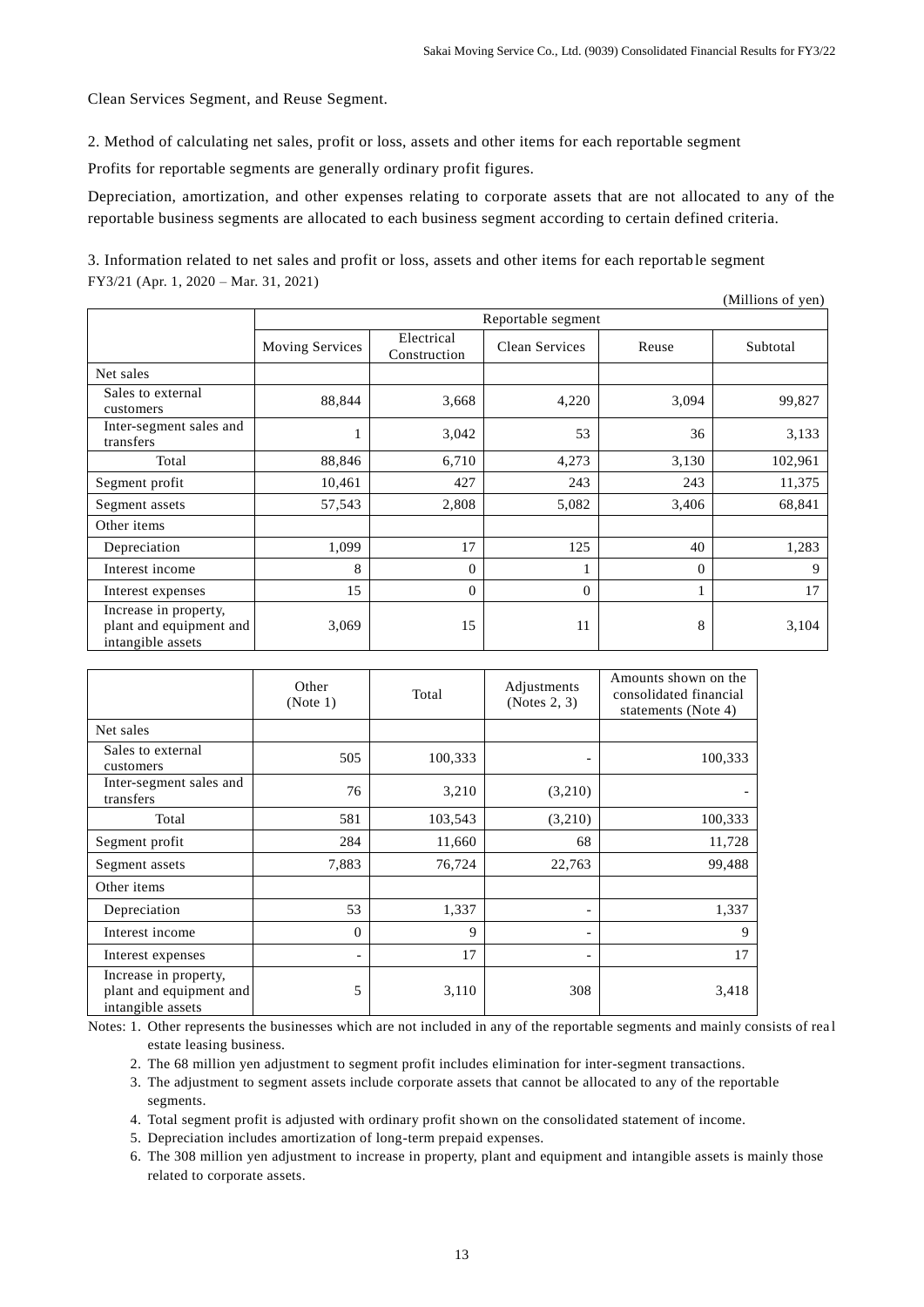Clean Services Segment, and Reuse Segment.

2. Method of calculating net sales, profit or loss, assets and other items for each reportable segment

Profits for reportable segments are generally ordinary profit figures.

Depreciation, amortization, and other expenses relating to corporate assets that are not allocated to any of the reportable business segments are allocated to each business segment according to certain defined criteria.

3. Information related to net sales and profit or loss, assets and other items for each reportable segment

FY3/21 (Apr. 1, 2020 – Mar. 31, 2021)

(Millions of yen)

| | Reportable segment | | | | |
|---|---|---|---|---|---|
| | Moving Services | Electrical Construction | Clean Services | Reuse | Subtotal |
| Net sales | | | | | |
| Sales to external customers | 88,844 | 3,668 | 4,220 | 3,094 | 99,827 |
| Inter-segment sales and transfers | 1 | 3,042 | 53 | 36 | 3,133 |
| Total | 88,846 | 6,710 | 4,273 | 3,130 | 102,961 |
| Segment profit | 10,461 | 427 | 243 | 243 | 11,375 |
| Segment assets | 57,543 | 2,808 | 5,082 | 3,406 | 68,841 |
| Other items | | | | | |
| Depreciation | 1,099 | 17 | 125 | 40 | 1,283 |
| Interest income | 8 | 0 | 1 | 0 | 9 |
| Interest expenses | 15 | 0 | 0 | 1 | 17 |
| Increase in property, plant and equipment and intangible assets | 3,069 | 15 | 11 | 8 | 3,104 |

| | Other (Note 1) | Total | Adjustments (Notes 2, 3) | Amounts shown on the consolidated financial statements (Note 4) |
|---|---|---|---|---|
| Net sales | | | | |
| Sales to external customers | 505 | 100,333 | - | 100,333 |
| Inter-segment sales and transfers | 76 | 3,210 | (3,210) | - |
| Total | 581 | 103,543 | (3,210) | 100,333 |
| Segment profit | 284 | 11,660 | 68 | 11,728 |
| Segment assets | 7,883 | 76,724 | 22,763 | 99,488 |
| Other items | | | | |
| Depreciation | 53 | 1,337 | - | 1,337 |
| Interest income | 0 | 9 | - | 9 |
| Interest expenses | - | 17 | - | 17 |
| Increase in property, plant and equipment and intangible assets | 5 | 3,110 | 308 | 3,418 |

Notes: 1. Other represents the businesses which are not included in any of the reportable segments and mainly consists of real estate leasing business.

2. The 68 million yen adjustment to segment profit includes elimination for inter-segment transactions.
3. The adjustment to segment assets include corporate assets that cannot be allocated to any of the reportable segments.
4. Total segment profit is adjusted with ordinary profit shown on the consolidated statement of income.
5. Depreciation includes amortization of long-term prepaid expenses.
6. The 308 million yen adjustment to increase in property, plant and equipment and intangible assets is mainly those related to corporate assets.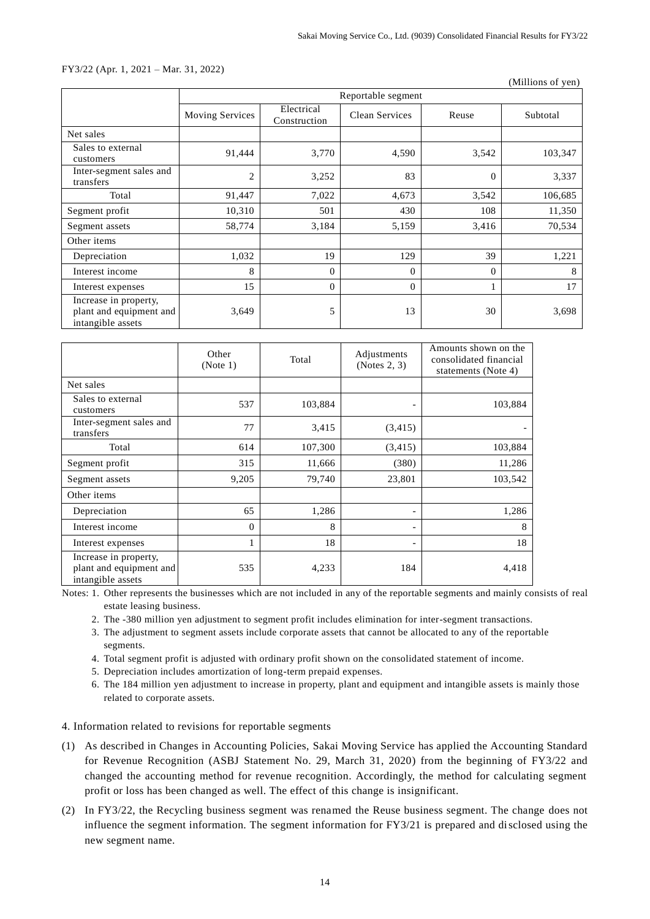FY3/22 (Apr. 1, 2021 – Mar. 31, 2022)

(Millions of yen)

| | Reportable segment | | | | |
|---|---|---|---|---|---|
| | Moving Services | Electrical Construction | Clean Services | Reuse | Subtotal |
| Net sales | | | | | |
| Sales to external customers | 91,444 | 3,770 | 4,590 | 3,542 | 103,347 |
| Inter-segment sales and transfers | 2 | 3,252 | 83 | 0 | 3,337 |
| Total | 91,447 | 7,022 | 4,673 | 3,542 | 106,685 |
| Segment profit | 10,310 | 501 | 430 | 108 | 11,350 |
| Segment assets | 58,774 | 3,184 | 5,159 | 3,416 | 70,534 |
| Other items | | | | | |
| Depreciation | 1,032 | 19 | 129 | 39 | 1,221 |
| Interest income | 8 | 0 | 0 | 0 | 8 |
| Interest expenses | 15 | 0 | 0 | 1 | 17 |
| Increase in property, plant and equipment and intangible assets | 3,649 | 5 | 13 | 30 | 3,698 |

| | Other (Note 1) | Total | Adjustments (Notes 2, 3) | Amounts shown on the consolidated financial statements (Note 4) |
|---|---|---|---|---|
| Net sales | | | | |
| Sales to external customers | 537 | 103,884 | - | 103,884 |
| Inter-segment sales and transfers | 77 | 3,415 | (3,415) | - |
| Total | 614 | 107,300 | (3,415) | 103,884 |
| Segment profit | 315 | 11,666 | (380) | 11,286 |
| Segment assets | 9,205 | 79,740 | 23,801 | 103,542 |
| Other items | | | | |
| Depreciation | 65 | 1,286 | - | 1,286 |
| Interest income | 0 | 8 | - | 8 |
| Interest expenses | 1 | 18 | - | 18 |
| Increase in property, plant and equipment and intangible assets | 535 | 4,233 | 184 | 4,418 |

Notes: 1. Other represents the businesses which are not included in any of the reportable segments and mainly consists of real estate leasing business.

2. The -380 million yen adjustment to segment profit includes elimination for inter-segment transactions.

3. The adjustment to segment assets include corporate assets that cannot be allocated to any of the reportable segments.

4. Total segment profit is adjusted with ordinary profit shown on the consolidated statement of income.

5. Depreciation includes amortization of long-term prepaid expenses.

6. The 184 million yen adjustment to increase in property, plant and equipment and intangible assets is mainly those related to corporate assets.

4. Information related to revisions for reportable segments

(1) As described in Changes in Accounting Policies, Sakai Moving Service has applied the Accounting Standard for Revenue Recognition (ASBJ Statement No. 29, March 31, 2020) from the beginning of FY3/22 and changed the accounting method for revenue recognition. Accordingly, the method for calculating segment profit or loss has been changed as well. The effect of this change is insignificant.

(2) In FY3/22, the Recycling business segment was renamed the Reuse business segment. The change does not influence the segment information. The segment information for FY3/21 is prepared and disclosed using the new segment name.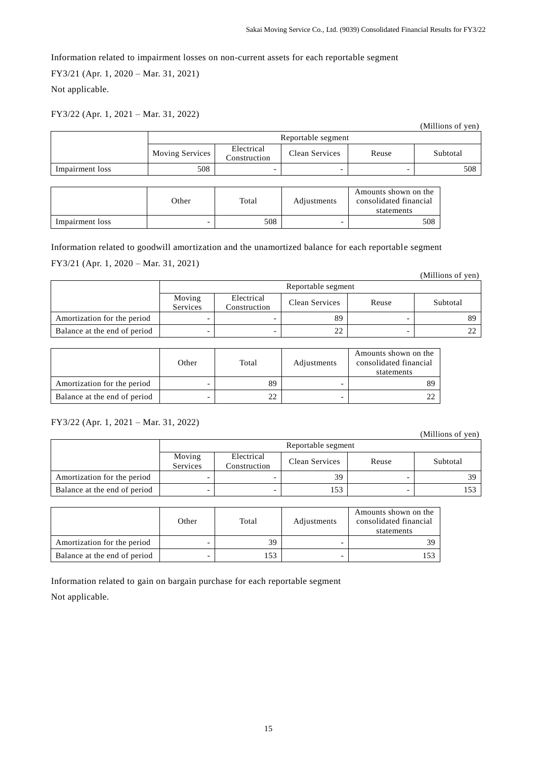Information related to impairment losses on non-current assets for each reportable segment

FY3/21 (Apr. 1, 2020 – Mar. 31, 2021)

Not applicable.

FY3/22 (Apr. 1, 2021 – Mar. 31, 2022)

(Millions of yen)

| | Reportable segment | | | | |
|---|---|---|---|---|---|
| | Moving Services | Electrical Construction | Clean Services | Reuse | Subtotal |
| Impairment loss | 508 | - | - | - | 508 |

| | Other | Total | Adjustments | Amounts shown on the consolidated financial statements |
|---|---|---|---|---|
| Impairment loss | - | 508 | - | 508 |

Information related to goodwill amortization and the unamortized balance for each reportable segment

FY3/21 (Apr. 1, 2020 – Mar. 31, 2021)

(Millions of yen)

| | Reportable segment | | | | |
|---|---|---|---|---|---|
| | Moving Services | Electrical Construction | Clean Services | Reuse | Subtotal |
| Amortization for the period | - | - | 89 | - | 89 |
| Balance at the end of period | - | - | 22 | - | 22 |

| | Other | Total | Adjustments | Amounts shown on the consolidated financial statements |
|---|---|---|---|---|
| Amortization for the period | - | 89 | - | 89 |
| Balance at the end of period | - | 22 | - | 22 |

FY3/22 (Apr. 1, 2021 – Mar. 31, 2022)

(Millions of yen)

| | Reportable segment | | | | |
|---|---|---|---|---|---|
| | Moving Services | Electrical Construction | Clean Services | Reuse | Subtotal |
| Amortization for the period | - | - | 39 | - | 39 |
| Balance at the end of period | - | - | 153 | - | 153 |

| | Other | Total | Adjustments | Amounts shown on the consolidated financial statements |
|---|---|---|---|---|
| Amortization for the period | - | 39 | - | 39 |
| Balance at the end of period | - | 153 | - | 153 |

Information related to gain on bargain purchase for each reportable segment

Not applicable.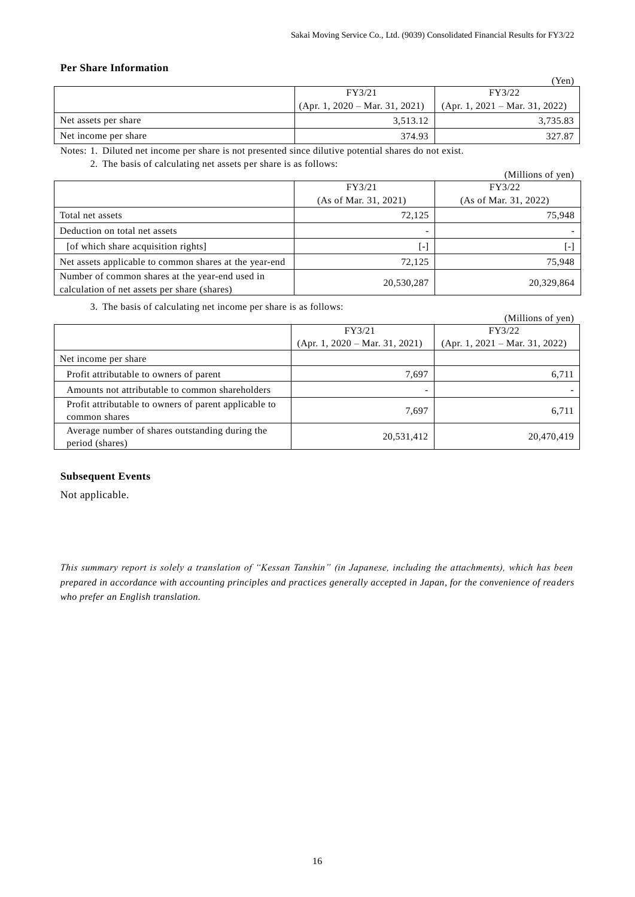### Per Share Information

(Yen)

| | FY3/21 (Apr. 1, 2020 – Mar. 31, 2021) | FY3/22 (Apr. 1, 2021 – Mar. 31, 2022) |
|---|---|---|
| Net assets per share | 3,513.12 | 3,735.83 |
| Net income per share | 374.93 | 327.87 |

Notes: 1. Diluted net income per share is not presented since dilutive potential shares do not exist.

2. The basis of calculating net assets per share is as follows:

(Millions of yen)

| | FY3/21 (As of Mar. 31, 2021) | FY3/22 (As of Mar. 31, 2022) |
|---|---|---|
| Total net assets | 72,125 | 75,948 |
| Deduction on total net assets | - | - |
| [of which share acquisition rights] | [-] | [-] |
| Net assets applicable to common shares at the year-end | 72,125 | 75,948 |
| Number of common shares at the year-end used in calculation of net assets per share (shares) | 20,530,287 | 20,329,864 |

3. The basis of calculating net income per share is as follows:

(Millions of yen)

| | FY3/21 (Apr. 1, 2020 – Mar. 31, 2021) | FY3/22 (Apr. 1, 2021 – Mar. 31, 2022) |
|---|---|---|
| Net income per share | | |
| Profit attributable to owners of parent | 7,697 | 6,711 |
| Amounts not attributable to common shareholders | - | - |
| Profit attributable to owners of parent applicable to common shares | 7,697 | 6,711 |
| Average number of shares outstanding during the period (shares) | 20,531,412 | 20,470,419 |

### Subsequent Events

Not applicable.

*This summary report is solely a translation of "Kessan Tanshin" (in Japanese, including the attachments), which has been prepared in accordance with accounting principles and practices generally accepted in Japan, for the convenience of readers who prefer an English translation.*